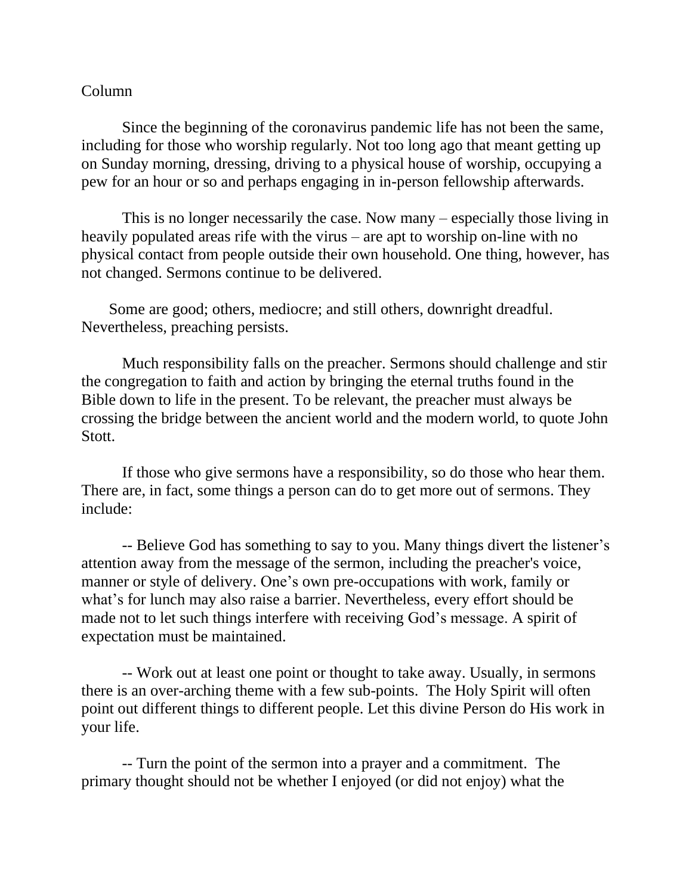Column

Since the beginning of the coronavirus pandemic life has not been the same, including for those who worship regularly. Not too long ago that meant getting up on Sunday morning, dressing, driving to a physical house of worship, occupying a pew for an hour or so and perhaps engaging in in-person fellowship afterwards.

This is no longer necessarily the case. Now many – especially those living in heavily populated areas rife with the virus – are apt to worship on-line with no physical contact from people outside their own household. One thing, however, has not changed. Sermons continue to be delivered.

Some are good; others, mediocre; and still others, downright dreadful. Nevertheless, preaching persists.

Much responsibility falls on the preacher. Sermons should challenge and stir the congregation to faith and action by bringing the eternal truths found in the Bible down to life in the present. To be relevant, the preacher must always be crossing the bridge between the ancient world and the modern world, to quote John Stott.

If those who give sermons have a responsibility, so do those who hear them. There are, in fact, some things a person can do to get more out of sermons. They include:

-- Believe God has something to say to you. Many things divert the listener's attention away from the message of the sermon, including the preacher's voice, manner or style of delivery. One's own pre-occupations with work, family or what's for lunch may also raise a barrier. Nevertheless, every effort should be made not to let such things interfere with receiving God's message. A spirit of expectation must be maintained.

-- Work out at least one point or thought to take away. Usually, in sermons there is an over-arching theme with a few sub-points. The Holy Spirit will often point out different things to different people. Let this divine Person do His work in your life.

-- Turn the point of the sermon into a prayer and a commitment. The primary thought should not be whether I enjoyed (or did not enjoy) what the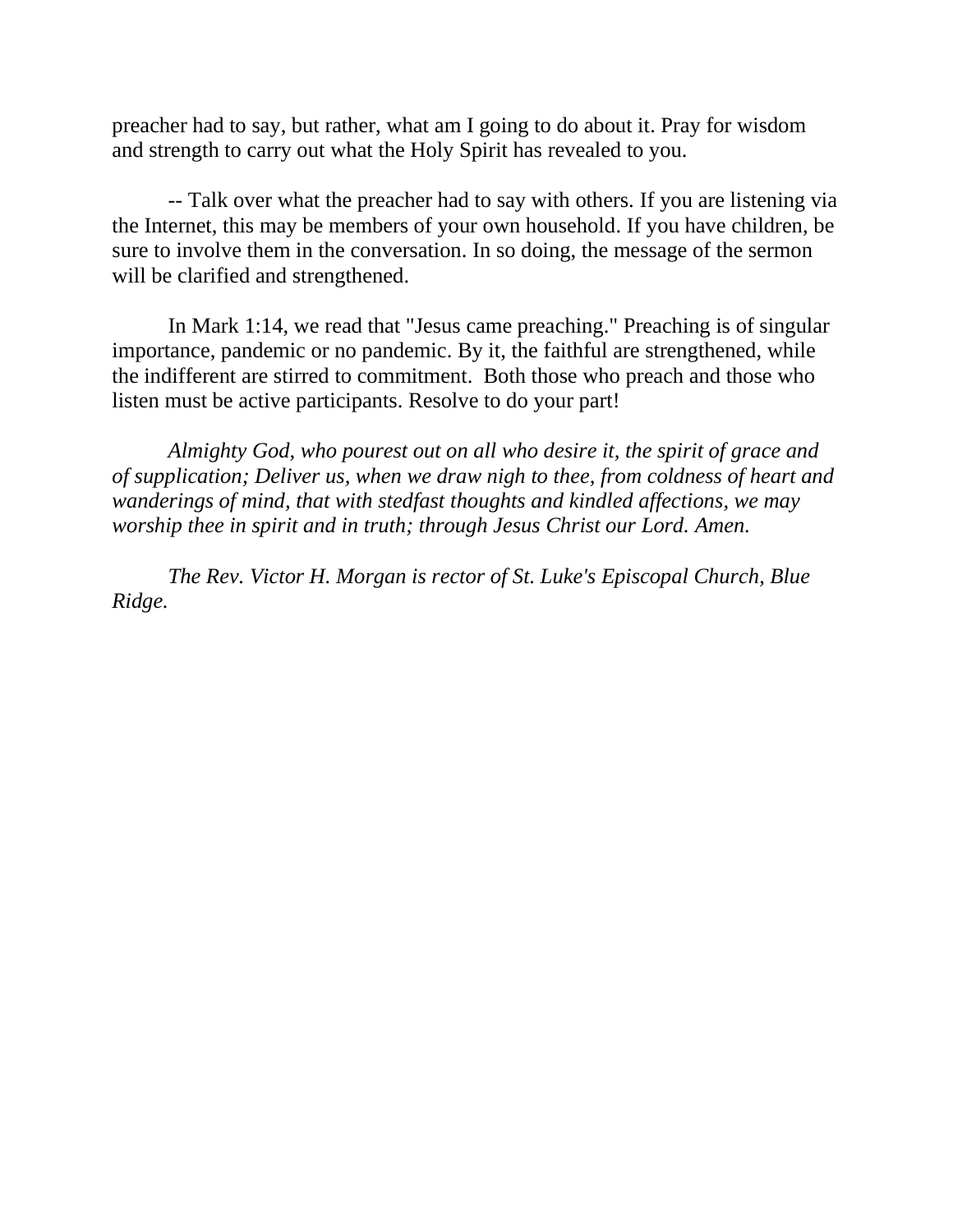preacher had to say, but rather, what am I going to do about it. Pray for wisdom and strength to carry out what the Holy Spirit has revealed to you.

-- Talk over what the preacher had to say with others. If you are listening via the Internet, this may be members of your own household. If you have children, be sure to involve them in the conversation. In so doing, the message of the sermon will be clarified and strengthened.

In Mark 1:14, we read that "Jesus came preaching." Preaching is of singular importance, pandemic or no pandemic. By it, the faithful are strengthened, while the indifferent are stirred to commitment. Both those who preach and those who listen must be active participants. Resolve to do your part!

*Almighty God, who pourest out on all who desire it, the spirit of grace and of supplication; Deliver us, when we draw nigh to thee, from coldness of heart and wanderings of mind, that with stedfast thoughts and kindled affections, we may worship thee in spirit and in truth; through Jesus Christ our Lord. Amen.*

*The Rev. Victor H. Morgan is rector of St. Luke's Episcopal Church, Blue Ridge.*